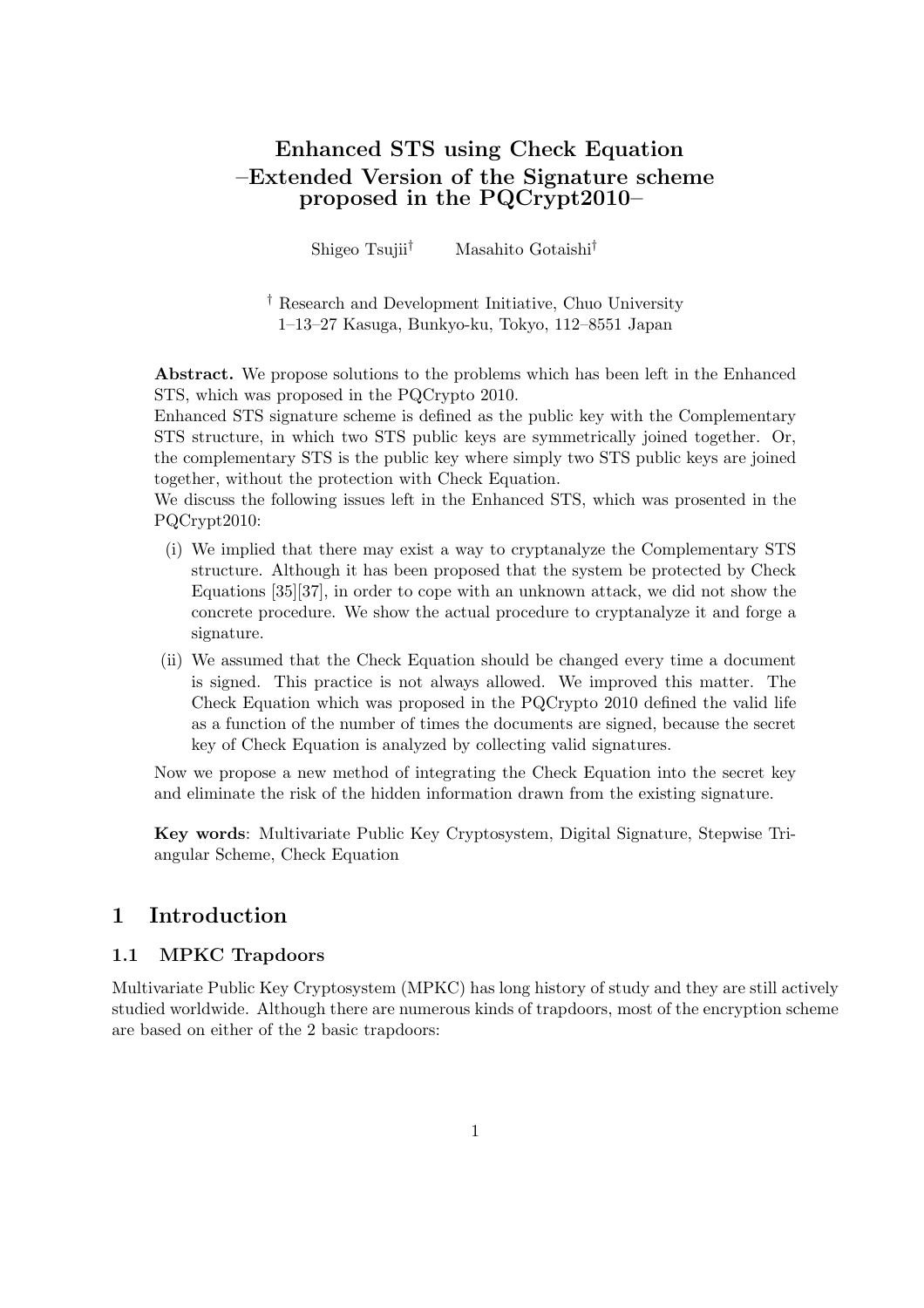# Enhanced STS using Check Equation
# –Extended Version of the Signature scheme proposed in the PQCrypt2010–

Shigeo Tsujii† Masahito Gotaishi†

† Research and Development Initiative, Chuo University
1–13–27 Kasuga, Bunkyo-ku, Tokyo, 112–8551 Japan

**Abstract.** We propose solutions to the problems which has been left in the Enhanced STS, which was proposed in the PQCrypto 2010.
Enhanced STS signature scheme is defined as the public key with the Complementary STS structure, in which two STS public keys are symmetrically joined together. Or, the complementary STS is the public key where simply two STS public keys are joined together, without the protection with Check Equation.
We discuss the following issues left in the Enhanced STS, which was prosented in the PQCrypt2010:

- (i) We implied that there may exist a way to cryptanalyze the Complementary STS structure. Although it has been proposed that the system be protected by Check Equations [35][37], in order to cope with an unknown attack, we did not show the concrete procedure. We show the actual procedure to cryptanalyze it and forge a signature.
- (ii) We assumed that the Check Equation should be changed every time a document is signed. This practice is not always allowed. We improved this matter. The Check Equation which was proposed in the PQCrypto 2010 defined the valid life as a function of the number of times the documents are signed, because the secret key of Check Equation is analyzed by collecting valid signatures.

Now we propose a new method of integrating the Check Equation into the secret key and eliminate the risk of the hidden information drawn from the existing signature.

**Key words**: Multivariate Public Key Cryptosystem, Digital Signature, Stepwise Triangular Scheme, Check Equation

## 1 Introduction

### 1.1 MPKC Trapdoors

Multivariate Public Key Cryptosystem (MPKC) has long history of study and they are still actively studied worldwide. Although there are numerous kinds of trapdoors, most of the encryption scheme are based on either of the 2 basic trapdoors: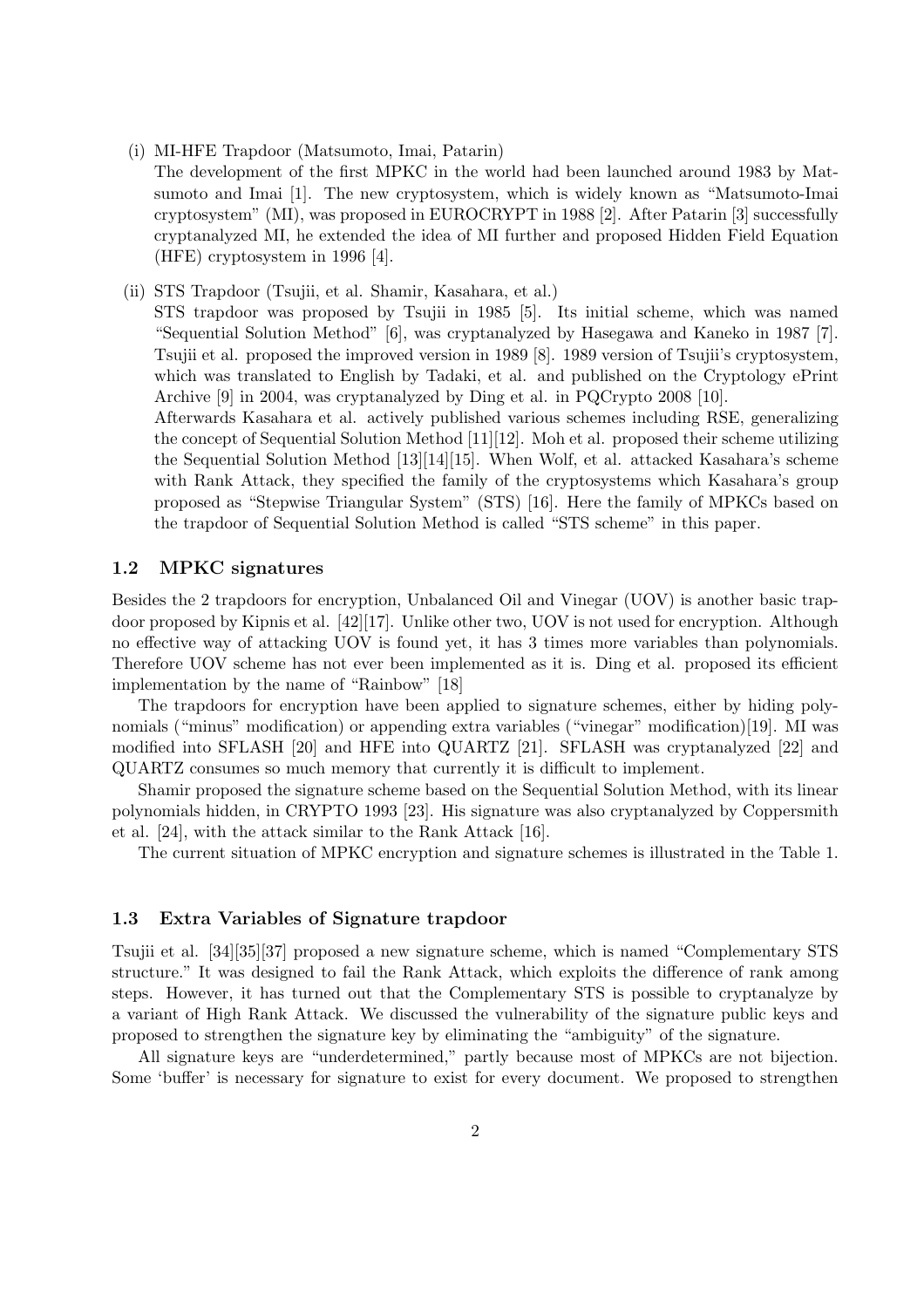(i) MI-HFE Trapdoor (Matsumoto, Imai, Patarin)
   The development of the first MPKC in the world had been launched around 1983 by Matsumoto and Imai [1]. The new cryptosystem, which is widely known as "Matsumoto-Imai cryptosystem" (MI), was proposed in EUROCRYPT in 1988 [2]. After Patarin [3] successfully cryptanalyzed MI, he extended the idea of MI further and proposed Hidden Field Equation (HFE) cryptosystem in 1996 [4].

(ii) STS Trapdoor (Tsujii, et al. Shamir, Kasahara, et al.)
   STS trapdoor was proposed by Tsujii in 1985 [5]. Its initial scheme, which was named "Sequential Solution Method" [6], was cryptanalyzed by Hasegawa and Kaneko in 1987 [7]. Tsujii et al. proposed the improved version in 1989 [8]. 1989 version of Tsujii's cryptosystem, which was translated to English by Tadaki, et al. and published on the Cryptology ePrint Archive [9] in 2004, was cryptanalyzed by Ding et al. in PQCrypto 2008 [10].
   Afterwards Kasahara et al. actively published various schemes including RSE, generalizing the concept of Sequential Solution Method [11][12]. Moh et al. proposed their scheme utilizing the Sequential Solution Method [13][14][15]. When Wolf, et al. attacked Kasahara's scheme with Rank Attack, they specified the family of the cryptosystems which Kasahara's group proposed as "Stepwise Triangular System" (STS) [16]. Here the family of MPKCs based on the trapdoor of Sequential Solution Method is called "STS scheme" in this paper.

### 1.2 MPKC signatures

Besides the 2 trapdoors for encryption, Unbalanced Oil and Vinegar (UOV) is another basic trapdoor proposed by Kipnis et al. [42][17]. Unlike other two, UOV is not used for encryption. Although no effective way of attacking UOV is found yet, it has 3 times more variables than polynomials. Therefore UOV scheme has not ever been implemented as it is. Ding et al. proposed its efficient implementation by the name of "Rainbow" [18]

The trapdoors for encryption have been applied to signature schemes, either by hiding polynomials ("minus" modification) or appending extra variables ("vinegar" modification)[19]. MI was modified into SFLASH [20] and HFE into QUARTZ [21]. SFLASH was cryptanalyzed [22] and QUARTZ consumes so much memory that currently it is difficult to implement.

Shamir proposed the signature scheme based on the Sequential Solution Method, with its linear polynomials hidden, in CRYPTO 1993 [23]. His signature was also cryptanalyzed by Coppersmith et al. [24], with the attack similar to the Rank Attack [16].

The current situation of MPKC encryption and signature schemes is illustrated in the Table 1.

### 1.3 Extra Variables of Signature trapdoor

Tsujii et al. [34][35][37] proposed a new signature scheme, which is named "Complementary STS structure." It was designed to fail the Rank Attack, which exploits the difference of rank among steps. However, it has turned out that the Complementary STS is possible to cryptanalyze by a variant of High Rank Attack. We discussed the vulnerability of the signature public keys and proposed to strengthen the signature key by eliminating the "ambiguity" of the signature.

All signature keys are "underdetermined," partly because most of MPKCs are not bijection. Some 'buffer' is necessary for signature to exist for every document. We proposed to strengthen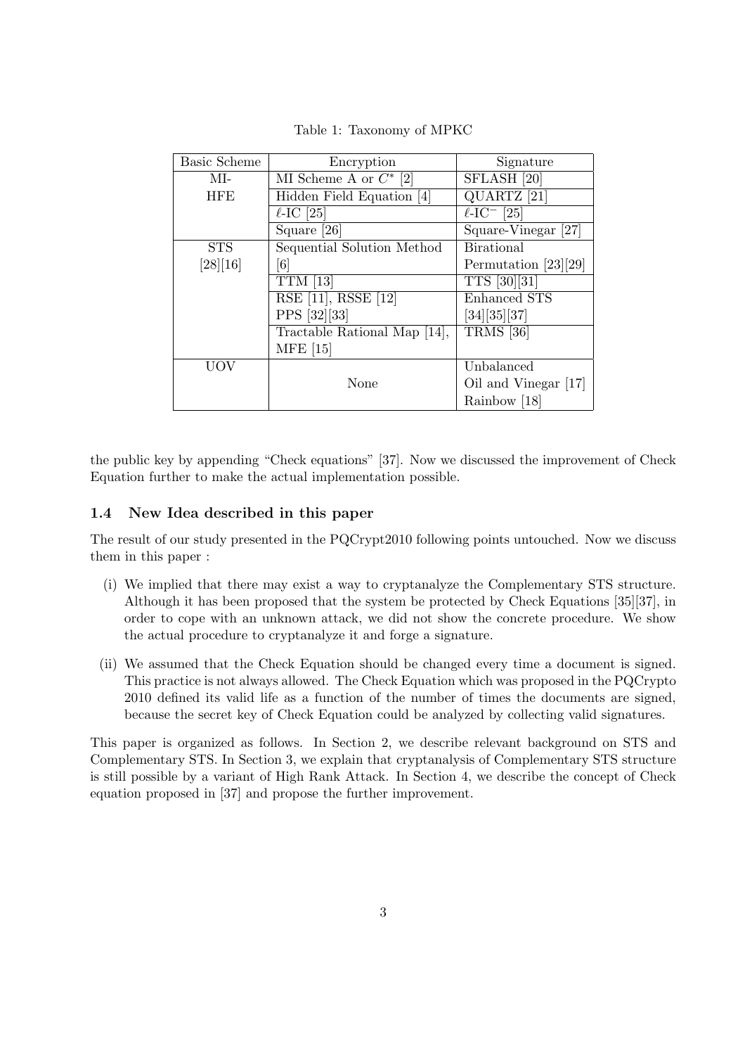Table 1: Taxonomy of MPKC

| Basic Scheme | Encryption | Signature |
|---|---|---|
| MI-HFE | MI Scheme A or $C^*$ [2] | SFLASH [20] |
| | Hidden Field Equation [4] | QUARTZ [21] |
| | $\ell$-IC [25] | $\ell$-IC$^-$ [25] |
| | Square [26] | Square-Vinegar [27] |
| STS [28][16] | Sequential Solution Method [6] | Birational Permutation [23][29] |
| | TTM [13] | TTS [30][31] |
| | RSE [11], RSSE [12] PPS [32][33] | Enhanced STS [34][35][37] |
| | Tractable Rational Map [14], MFE [15] | TRMS [36] |
| UOV | None | Unbalanced Oil and Vinegar [17] Rainbow [18] |

the public key by appending "Check equations" [37]. Now we discussed the improvement of Check Equation further to make the actual implementation possible.

### 1.4 New Idea described in this paper

The result of our study presented in the PQCrypt2010 following points untouched. Now we discuss them in this paper :

(i) We implied that there may exist a way to cryptanalyze the Complementary STS structure. Although it has been proposed that the system be protected by Check Equations [35][37], in order to cope with an unknown attack, we did not show the concrete procedure. We show the actual procedure to cryptanalyze it and forge a signature.

(ii) We assumed that the Check Equation should be changed every time a document is signed. This practice is not always allowed. The Check Equation which was proposed in the PQCrypto 2010 defined its valid life as a function of the number of times the documents are signed, because the secret key of Check Equation could be analyzed by collecting valid signatures.

This paper is organized as follows. In Section 2, we describe relevant background on STS and Complementary STS. In Section 3, we explain that cryptanalysis of Complementary STS structure is still possible by a variant of High Rank Attack. In Section 4, we describe the concept of Check equation proposed in [37] and propose the further improvement.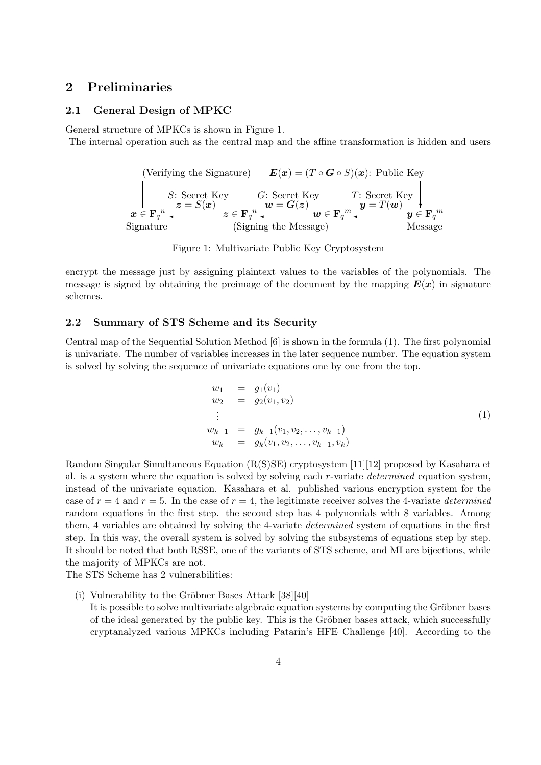## 2 Preliminaries

### 2.1 General Design of MPKC

General structure of MPKCs is shown in Figure 1.

The internal operation such as the central map and the affine transformation is hidden and users

(Verifying the Signature) $\boldsymbol{E}(\boldsymbol{x}) = (T \circ \boldsymbol{G} \circ S)(\boldsymbol{x})$: Public Key

$\boldsymbol{x} \in \mathbf{F}_q{}^n$ ← $S$: Secret Key $\boldsymbol{z} = S(\boldsymbol{x})$ — $\boldsymbol{z} \in \mathbf{F}_q{}^n$ ← $G$: Secret Key $\boldsymbol{w} = \boldsymbol{G}(\boldsymbol{z})$ — $\boldsymbol{w} \in \mathbf{F}_q{}^m$ ← $T$: Secret Key $\boldsymbol{y} = T(\boldsymbol{w})$ — $\boldsymbol{y} \in \mathbf{F}_q{}^m$

Signature (Signing the Message) Message

Figure 1: Multivariate Public Key Cryptosystem

encrypt the message just by assigning plaintext values to the variables of the polynomials. The message is signed by obtaining the preimage of the document by the mapping $\boldsymbol{E}(\boldsymbol{x})$ in signature schemes.

### 2.2 Summary of STS Scheme and its Security

Central map of the Sequential Solution Method [6] is shown in the formula (1). The first polynomial is univariate. The number of variables increases in the later sequence number. The equation system is solved by solving the sequence of univariate equations one by one from the top.

$$
\begin{array}{rcl}
w_1 & = & g_1(v_1) \\
w_2 & = & g_2(v_1, v_2) \\
\vdots & & \\
w_{k-1} & = & g_{k-1}(v_1, v_2, \ldots, v_{k-1}) \\
w_k & = & g_k(v_1, v_2, \ldots, v_{k-1}, v_k)
\end{array}
\tag{1}
$$

Random Singular Simultaneous Equation (R(S)SE) cryptosystem [11][12] proposed by Kasahara et al. is a system where the equation is solved by solving each $r$-variate *determined* equation system, instead of the univariate equation. Kasahara et al. published various encryption system for the case of $r = 4$ and $r = 5$. In the case of $r = 4$, the legitimate receiver solves the 4-variate *determined* random equations in the first step. the second step has 4 polynomials with 8 variables. Among them, 4 variables are obtained by solving the 4-variate *determined* system of equations in the first step. In this way, the overall system is solved by solving the subsystems of equations step by step. It should be noted that both RSSE, one of the variants of STS scheme, and MI are bijections, while the majority of MPKCs are not.

The STS Scheme has 2 vulnerabilities:

(i) Vulnerability to the Gröbner Bases Attack [38][40]
It is possible to solve multivariate algebraic equation systems by computing the Gröbner bases of the ideal generated by the public key. This is the Gröbner bases attack, which successfully cryptanalyzed various MPKCs including Patarin's HFE Challenge [40]. According to the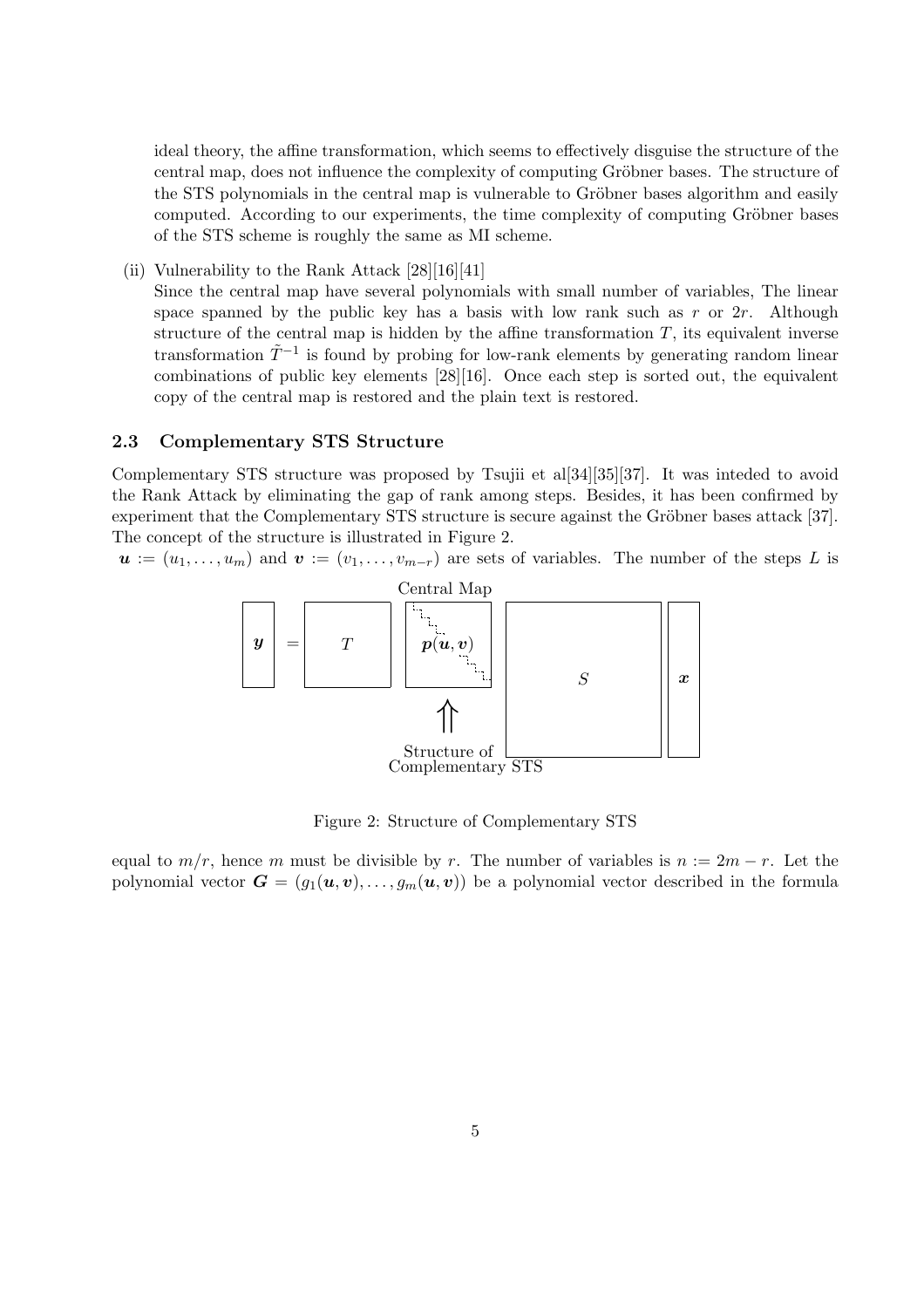ideal theory, the affine transformation, which seems to effectively disguise the structure of the central map, does not influence the complexity of computing Gröbner bases. The structure of the STS polynomials in the central map is vulnerable to Gröbner bases algorithm and easily computed. According to our experiments, the time complexity of computing Gröbner bases of the STS scheme is roughly the same as MI scheme.

(ii) Vulnerability to the Rank Attack [28][16][41]
Since the central map have several polynomials with small number of variables, The linear space spanned by the public key has a basis with low rank such as $r$ or $2r$. Although structure of the central map is hidden by the affine transformation $T$, its equivalent inverse transformation $\tilde{T}^{-1}$ is found by probing for low-rank elements by generating random linear combinations of public key elements [28][16]. Once each step is sorted out, the equivalent copy of the central map is restored and the plain text is restored.

### 2.3 Complementary STS Structure

Complementary STS structure was proposed by Tsujii et al[34][35][37]. It was inteded to avoid the Rank Attack by eliminating the gap of rank among steps. Besides, it has been confirmed by experiment that the Complementary STS structure is secure against the Gröbner bases attack [37]. The concept of the structure is illustrated in Figure 2.

$\boldsymbol{u} := (u_1, \ldots, u_m)$ and $\boldsymbol{v} := (v_1, \ldots, v_{m-r})$ are sets of variables. The number of the steps $L$ is

Figure 2: Structure of Complementary STS

equal to $m/r$, hence $m$ must be divisible by $r$. The number of variables is $n := 2m - r$. Let the polynomial vector $\boldsymbol{G} = (g_1(\boldsymbol{u}, \boldsymbol{v}), \ldots, g_m(\boldsymbol{u}, \boldsymbol{v}))$ be a polynomial vector described in the formula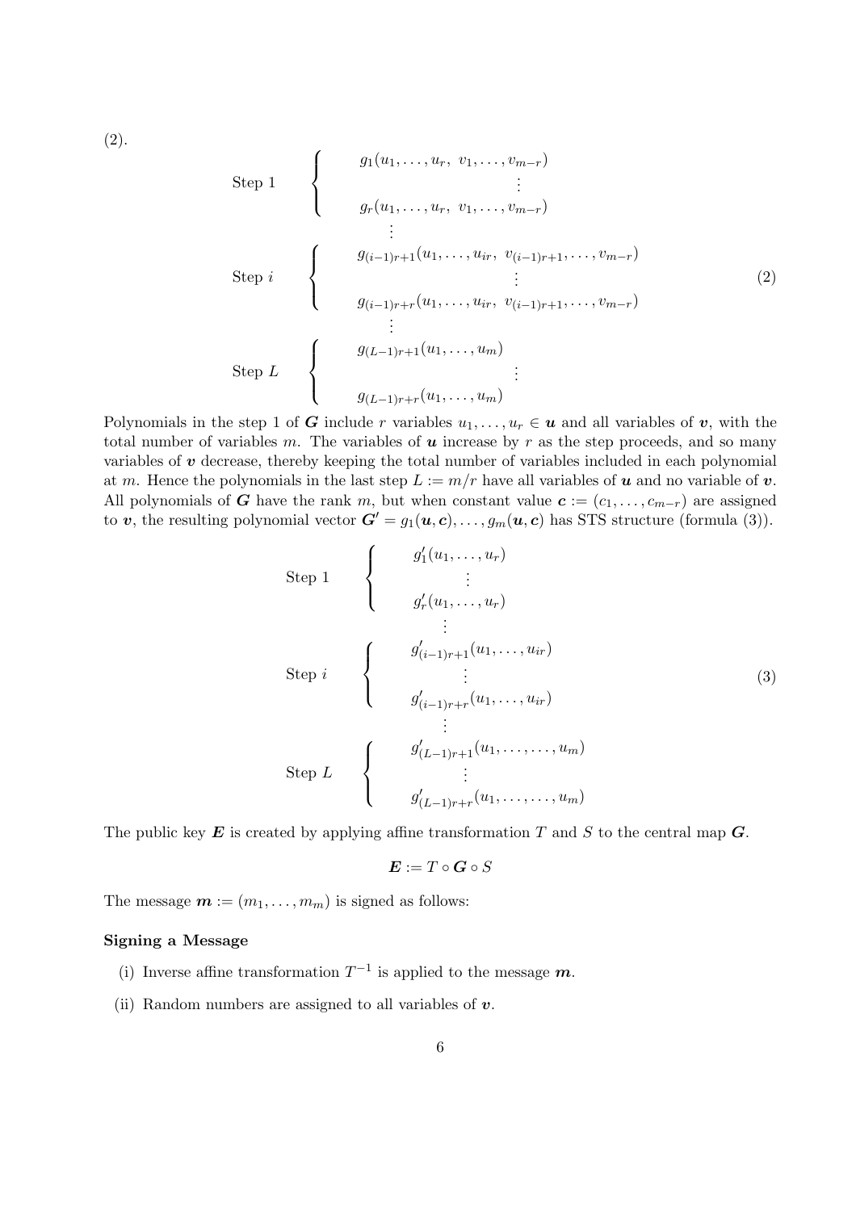(2).

$$
\begin{array}{ll}
\text{Step 1} & \left\{ \begin{array}{c} g_1(u_1,\ldots,u_r,\ v_1,\ldots,v_{m-r}) \\ \vdots \\ g_r(u_1,\ldots,u_r,\ v_1,\ldots,v_{m-r}) \end{array} \right. \\
 & \quad \vdots \\
\text{Step } i & \left\{ \begin{array}{c} g_{(i-1)r+1}(u_1,\ldots,u_{ir},\ v_{(i-1)r+1},\ldots,v_{m-r}) \\ \vdots \\ g_{(i-1)r+r}(u_1,\ldots,u_{ir},\ v_{(i-1)r+1},\ldots,v_{m-r}) \end{array} \right. \\
 & \quad \vdots \\
\text{Step } L & \left\{ \begin{array}{c} g_{(L-1)r+1}(u_1,\ldots,u_m) \\ \vdots \\ g_{(L-1)r+r}(u_1,\ldots,u_m) \end{array} \right.
\end{array}
\tag{2}
$$

Polynomials in the step 1 of $\boldsymbol{G}$ include $r$ variables $u_1,\ldots,u_r \in \boldsymbol{u}$ and all variables of $\boldsymbol{v}$, with the total number of variables $m$. The variables of $\boldsymbol{u}$ increase by $r$ as the step proceeds, and so many variables of $\boldsymbol{v}$ decrease, thereby keeping the total number of variables included in each polynomial at $m$. Hence the polynomials in the last step $L := m/r$ have all variables of $\boldsymbol{u}$ and no variable of $\boldsymbol{v}$. All polynomials of $\boldsymbol{G}$ have the rank $m$, but when constant value $\boldsymbol{c} := (c_1,\ldots,c_{m-r})$ are assigned to $\boldsymbol{v}$, the resulting polynomial vector $\boldsymbol{G'} = g_1(\boldsymbol{u},\boldsymbol{c}),\ldots,g_m(\boldsymbol{u},\boldsymbol{c})$ has STS structure (formula (3)).

$$
\begin{array}{ll}
\text{Step 1} & \left\{ \begin{array}{c} g'_1(u_1,\ldots,u_r) \\ \vdots \\ g'_r(u_1,\ldots,u_r) \end{array} \right. \\
 & \quad \vdots \\
\text{Step } i & \left\{ \begin{array}{c} g'_{(i-1)r+1}(u_1,\ldots,u_{ir}) \\ \vdots \\ g'_{(i-1)r+r}(u_1,\ldots,u_{ir}) \end{array} \right. \\
 & \quad \vdots \\
\text{Step } L & \left\{ \begin{array}{c} g'_{(L-1)r+1}(u_1,\ldots,\ldots,u_m) \\ \vdots \\ g'_{(L-1)r+r}(u_1,\ldots,\ldots,u_m) \end{array} \right.
\end{array}
\tag{3}
$$

The public key $\boldsymbol{E}$ is created by applying affine transformation $T$ and $S$ to the central map $\boldsymbol{G}$.

$$\boldsymbol{E} := T \circ \boldsymbol{G} \circ S$$

The message $\boldsymbol{m} := (m_1,\ldots,m_m)$ is signed as follows:

**Signing a Message**

(i) Inverse affine transformation $T^{-1}$ is applied to the message $\boldsymbol{m}$.

(ii) Random numbers are assigned to all variables of $\boldsymbol{v}$.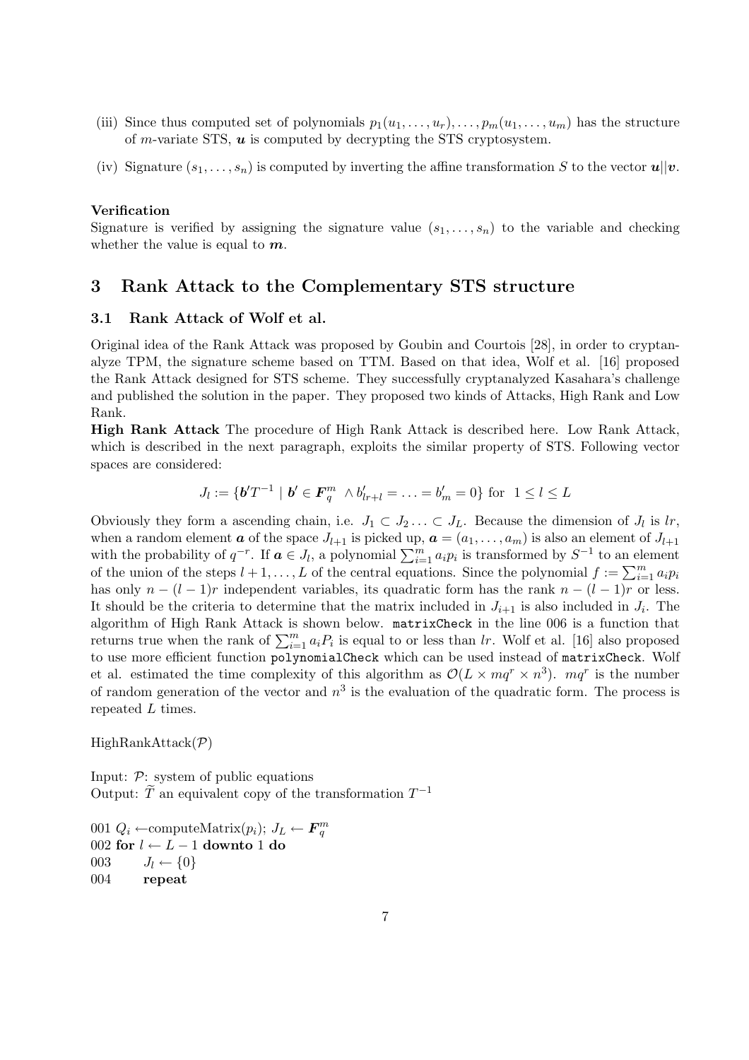(iii) Since thus computed set of polynomials $p_1(u_1, \ldots, u_r), \ldots, p_m(u_1, \ldots, u_m)$ has the structure of $m$-variate STS, $\boldsymbol{u}$ is computed by decrypting the STS cryptosystem.

(iv) Signature $(s_1, \ldots, s_n)$ is computed by inverting the affine transformation $S$ to the vector $\boldsymbol{u}||\boldsymbol{v}$.

**Verification**

Signature is verified by assigning the signature value $(s_1, \ldots, s_n)$ to the variable and checking whether the value is equal to $\boldsymbol{m}$.

## 3 Rank Attack to the Complementary STS structure

### 3.1 Rank Attack of Wolf et al.

Original idea of the Rank Attack was proposed by Goubin and Courtois [28], in order to cryptanalyze TPM, the signature scheme based on TTM. Based on that idea, Wolf et al. [16] proposed the Rank Attack designed for STS scheme. They successfully cryptanalyzed Kasahara's challenge and published the solution in the paper. They proposed two kinds of Attacks, High Rank and Low Rank.

**High Rank Attack** The procedure of High Rank Attack is described here. Low Rank Attack, which is described in the next paragraph, exploits the similar property of STS. Following vector spaces are considered:

$$J_l := \{\boldsymbol{b}'T^{-1} \mid \boldsymbol{b}' \in \boldsymbol{F}_q^m \ \wedge b'_{lr+l} = \ldots = b'_m = 0\} \text{ for } \ 1 \leq l \leq L$$

Obviously they form a ascending chain, i.e. $J_1 \subset J_2 \ldots \subset J_L$. Because the dimension of $J_l$ is $lr$, when a random element $\boldsymbol{a}$ of the space $J_{l+1}$ is picked up, $\boldsymbol{a} = (a_1, \ldots, a_m)$ is also an element of $J_{l+1}$ with the probability of $q^{-r}$. If $\boldsymbol{a} \in J_l$, a polynomial $\sum_{i=1}^m a_i p_i$ is transformed by $S^{-1}$ to an element of the union of the steps $l+1, \ldots, L$ of the central equations. Since the polynomial $f := \sum_{i=1}^m a_i p_i$ has only $n - (l-1)r$ independent variables, its quadratic form has the rank $n - (l-1)r$ or less. It should be the criteria to determine that the matrix included in $J_{i+1}$ is also included in $J_i$. The algorithm of High Rank Attack is shown below. `matrixCheck` in the line 006 is a function that returns true when the rank of $\sum_{i=1}^m a_i P_i$ is equal to or less than $lr$. Wolf et al. [16] also proposed to use more efficient function `polynomialCheck` which can be used instead of `matrixCheck`. Wolf et al. estimated the time complexity of this algorithm as $\mathcal{O}(L \times mq^r \times n^3)$. $mq^r$ is the number of random generation of the vector and $n^3$ is the evaluation of the quadratic form. The process is repeated $L$ times.

HighRankAttack($\mathcal{P}$)

Input: $\mathcal{P}$: system of public equations
Output: $\widetilde{T}$ an equivalent copy of the transformation $T^{-1}$

001 $Q_i \leftarrow$computeMatrix($p_i$); $J_L \leftarrow \boldsymbol{F}_q^m$
002 **for** $l \leftarrow L-1$ **downto** 1 **do**
003 $\quad$ $J_l \leftarrow \{0\}$
004 $\quad$ **repeat**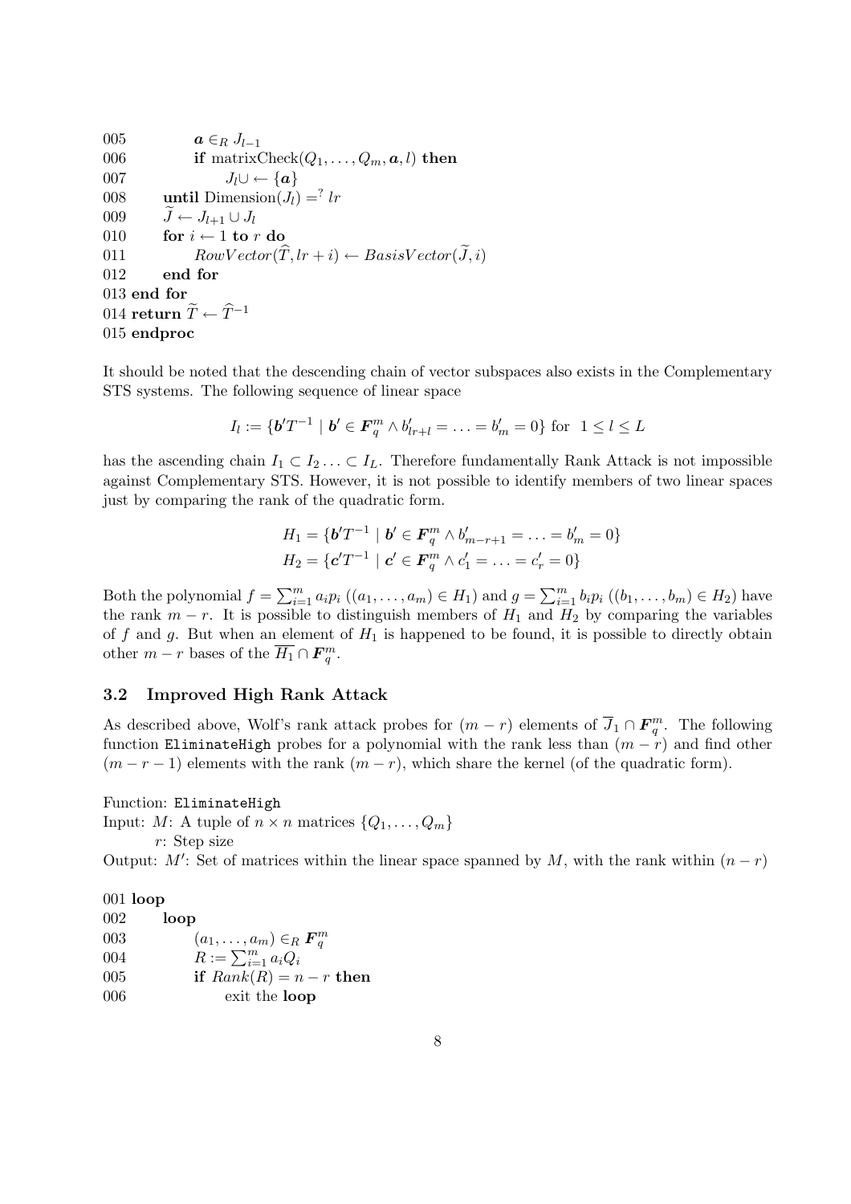```
005         a ∈_R J_{l−1}
006         if matrixCheck(Q_1, ..., Q_m, a, l) then
007             J_l ∪ ← {a}
008     until Dimension(J_l) =? lr
009     J̃ ← J_{l+1} ∪ J_l
010     for i ← 1 to r do
011         RowVector(T̂, lr + i) ← BasisVector(J̃, i)
012     end for
013 end for
014 return T̃ ← T̂^{−1}
015 endproc
```

It should be noted that the descending chain of vector subspaces also exists in the Complementary STS systems. The following sequence of linear space

$$I_l := \{\boldsymbol{b}'T^{-1} \mid \boldsymbol{b}' \in \boldsymbol{F}_q^m \wedge b'_{lr+l} = \ldots = b'_m = 0\} \text{ for } \ 1 \leq l \leq L$$

has the ascending chain $I_1 \subset I_2 \ldots \subset I_L$. Therefore fundamentally Rank Attack is not impossible against Complementary STS. However, it is not possible to identify members of two linear spaces just by comparing the rank of the quadratic form.

$$H_1 = \{\boldsymbol{b}'T^{-1} \mid \boldsymbol{b}' \in \boldsymbol{F}_q^m \wedge b'_{m-r+1} = \ldots = b'_m = 0\}$$
$$H_2 = \{\boldsymbol{c}'T^{-1} \mid \boldsymbol{c}' \in \boldsymbol{F}_q^m \wedge c'_1 = \ldots = c'_r = 0\}$$

Both the polynomial $f = \sum_{i=1}^m a_i p_i \ ((a_1, \ldots, a_m) \in H_1)$ and $g = \sum_{i=1}^m b_i p_i \ ((b_1, \ldots, b_m) \in H_2)$ have the rank $m - r$. It is possible to distinguish members of $H_1$ and $H_2$ by comparing the variables of $f$ and $g$. But when an element of $H_1$ is happened to be found, it is possible to directly obtain other $m - r$ bases of the $\overline{H_1} \cap \boldsymbol{F}_q^m$.

### 3.2 Improved High Rank Attack

As described above, Wolf's rank attack probes for $(m - r)$ elements of $\overline{J}_1 \cap \boldsymbol{F}_q^m$. The following function `EliminateHigh` probes for a polynomial with the rank less than $(m - r)$ and find other $(m - r - 1)$ elements with the rank $(m - r)$, which share the kernel (of the quadratic form).

Function: `EliminateHigh`
Input: $M$: A tuple of $n \times n$ matrices $\{Q_1, \ldots, Q_m\}$
$r$: Step size
Output: $M'$: Set of matrices within the linear space spanned by $M$, with the rank within $(n - r)$

```
001 loop
002     loop
003         (a_1, ..., a_m) ∈_R F_q^m
004         R := Σ_{i=1}^m a_i Q_i
005         if Rank(R) = n − r then
006             exit the loop
```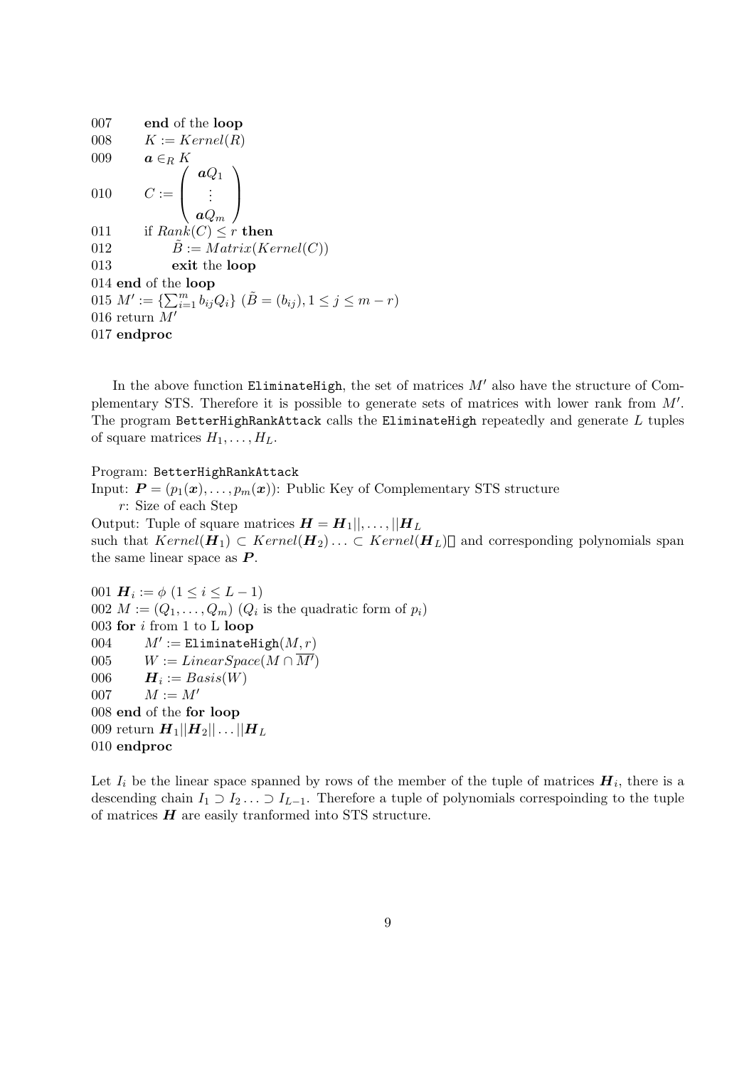```
007       end of the loop
008       K := Kernel(R)
009       a ∈_R K
010       C := ( aQ_1 ; ... ; aQ_m )
011       if Rank(C) ≤ r then
012              B̃ := Matrix(Kernel(C))
013              exit the loop
014 end of the loop
015 M' := {∑_{i=1}^{m} b_ij Q_i} (B̃ = (b_ij), 1 ≤ j ≤ m − r)
016 return M'
017 endproc
```

In the above function `EliminateHigh`, the set of matrices $M'$ also have the structure of Complementary STS. Therefore it is possible to generate sets of matrices with lower rank from $M'$. The program `BetterHighRankAttack` calls the `EliminateHigh` repeatedly and generate $L$ tuples of square matrices $H_1, \ldots, H_L$.

Program: `BetterHighRankAttack`

Input: $\boldsymbol{P} = (p_1(\boldsymbol{x}), \ldots, p_m(\boldsymbol{x}))$: Public Key of Complementary STS structure

$r$: Size of each Step

Output: Tuple of square matrices $\boldsymbol{H} = \boldsymbol{H}_1||, \ldots, ||\boldsymbol{H}_L$
such that $Kernel(\boldsymbol{H}_1) \subset Kernel(\boldsymbol{H}_2) \ldots \subset Kernel(\boldsymbol{H}_L)$ and corresponding polynomials span the same linear space as $\boldsymbol{P}$.

```
001 H_i := φ (1 ≤ i ≤ L − 1)
002 M := (Q_1, ..., Q_m) (Q_i is the quadratic form of p_i)
003 for i from 1 to L loop
004       M' := EliminateHigh(M, r)
005       W := LinearSpace(M ∩ M̄')
006       H_i := Basis(W)
007       M := M'
008 end of the for loop
009 return H_1||H_2||...||H_L
010 endproc
```

Let $I_i$ be the linear space spanned by rows of the member of the tuple of matrices $\boldsymbol{H}_i$, there is a descending chain $I_1 \supset I_2 \ldots \supset I_{L-1}$. Therefore a tuple of polynomials correspoinding to the tuple of matrices $\boldsymbol{H}$ are easily tranformed into STS structure.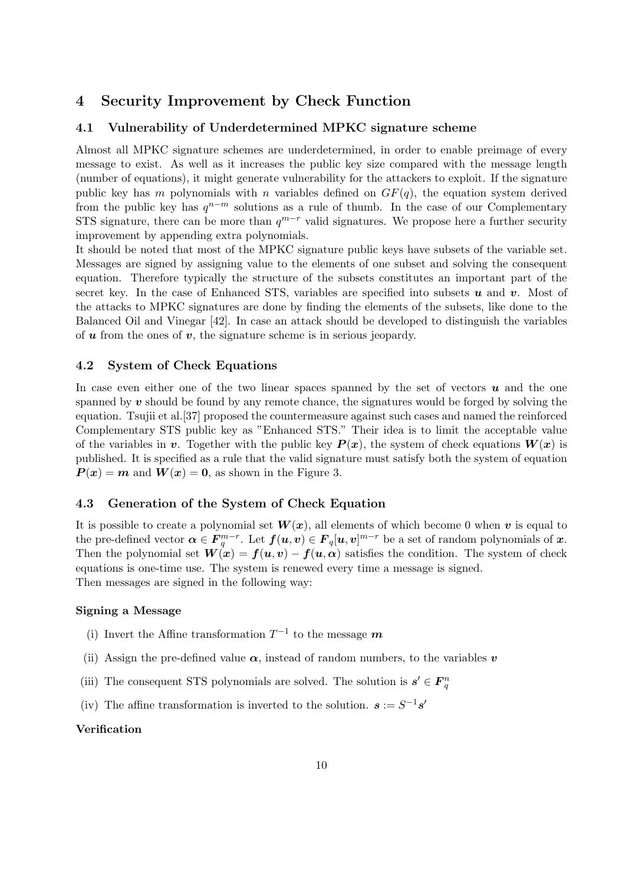## 4 Security Improvement by Check Function

### 4.1 Vulnerability of Underdetermined MPKC signature scheme

Almost all MPKC signature schemes are underdetermined, in order to enable preimage of every message to exist. As well as it increases the public key size compared with the message length (number of equations), it might generate vulnerability for the attackers to exploit. If the signature public key has $m$ polynomials with $n$ variables defined on $GF(q)$, the equation system derived from the public key has $q^{n-m}$ solutions as a rule of thumb. In the case of our Complementary STS signature, there can be more than $q^{m-r}$ valid signatures. We propose here a further security improvement by appending extra polynomials.

It should be noted that most of the MPKC signature public keys have subsets of the variable set. Messages are signed by assigning value to the elements of one subset and solving the consequent equation. Therefore typically the structure of the subsets constitutes an important part of the secret key. In the case of Enhanced STS, variables are specified into subsets $\boldsymbol{u}$ and $\boldsymbol{v}$. Most of the attacks to MPKC signatures are done by finding the elements of the subsets, like done to the Balanced Oil and Vinegar [42]. In case an attack should be developed to distinguish the variables of $\boldsymbol{u}$ from the ones of $\boldsymbol{v}$, the signature scheme is in serious jeopardy.

### 4.2 System of Check Equations

In case even either one of the two linear spaces spanned by the set of vectors $\boldsymbol{u}$ and the one spanned by $\boldsymbol{v}$ should be found by any remote chance, the signatures would be forged by solving the equation. Tsujii et al.[37] proposed the countermeasure against such cases and named the reinforced Complementary STS public key as "Enhanced STS." Their idea is to limit the acceptable value of the variables in $\boldsymbol{v}$. Together with the public key $\boldsymbol{P}(\boldsymbol{x})$, the system of check equations $\boldsymbol{W}(\boldsymbol{x})$ is published. It is specified as a rule that the valid signature must satisfy both the system of equation $\boldsymbol{P}(\boldsymbol{x}) = \boldsymbol{m}$ and $\boldsymbol{W}(\boldsymbol{x}) = \boldsymbol{0}$, as shown in the Figure 3.

### 4.3 Generation of the System of Check Equation

It is possible to create a polynomial set $\boldsymbol{W}(\boldsymbol{x})$, all elements of which become 0 when $\boldsymbol{v}$ is equal to the pre-defined vector $\boldsymbol{\alpha} \in \boldsymbol{F}_q^{m-r}$. Let $\boldsymbol{f}(\boldsymbol{u}, \boldsymbol{v}) \in \boldsymbol{F}_q[\boldsymbol{u}, \boldsymbol{v}]^{m-r}$ be a set of random polynomials of $\boldsymbol{x}$. Then the polynomial set $\boldsymbol{W}(\boldsymbol{x}) = \boldsymbol{f}(\boldsymbol{u}, \boldsymbol{v}) - \boldsymbol{f}(\boldsymbol{u}, \boldsymbol{\alpha})$ satisfies the condition. The system of check equations is one-time use. The system is renewed every time a message is signed.

Then messages are signed in the following way:

**Signing a Message**

(i) Invert the Affine transformation $T^{-1}$ to the message $\boldsymbol{m}$

(ii) Assign the pre-defined value $\boldsymbol{\alpha}$, instead of random numbers, to the variables $\boldsymbol{v}$

(iii) The consequent STS polynomials are solved. The solution is $\boldsymbol{s}' \in \boldsymbol{F}_q^n$

(iv) The affine transformation is inverted to the solution. $\boldsymbol{s} := S^{-1}\boldsymbol{s}'$

**Verification**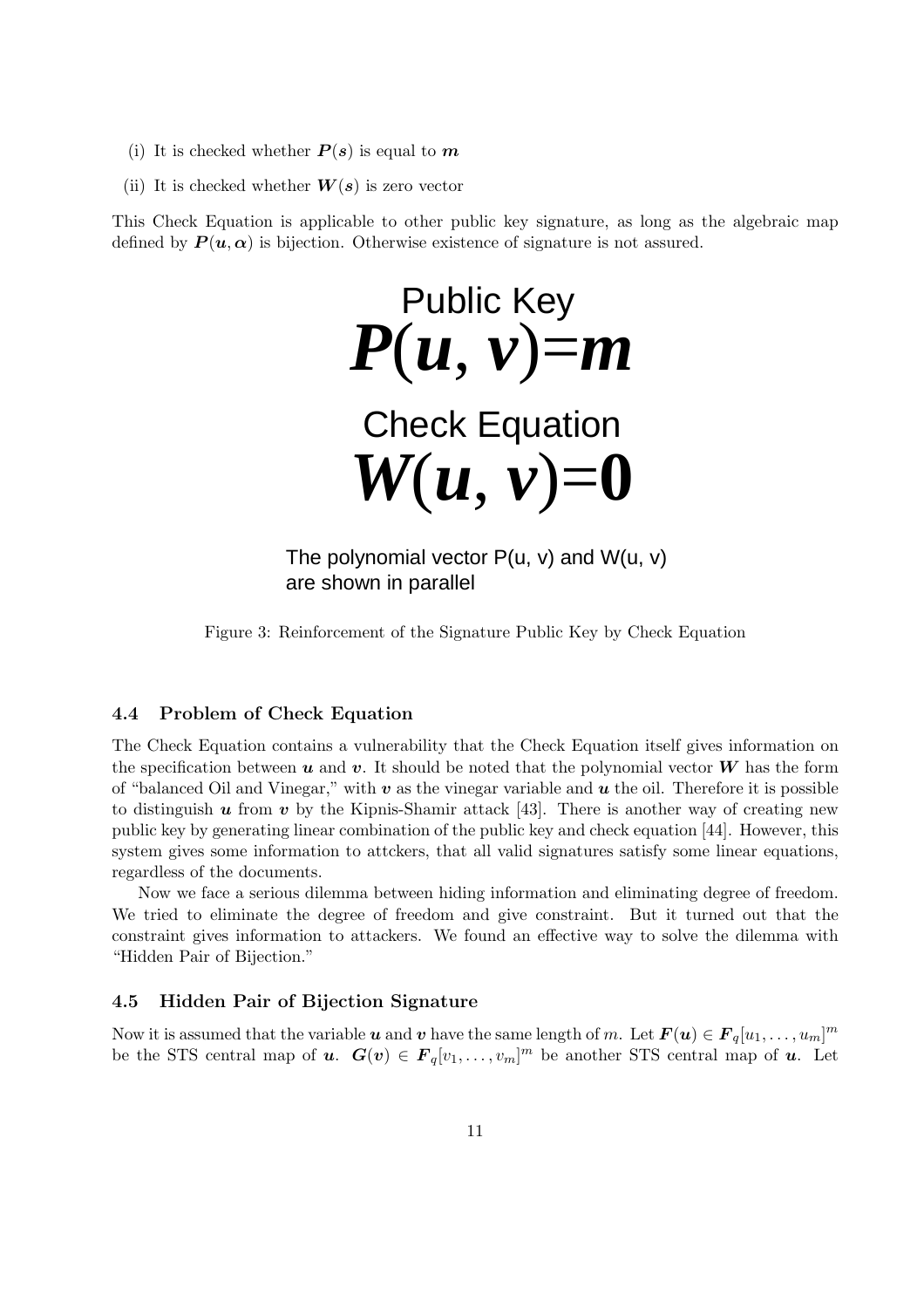(i) It is checked whether $\boldsymbol{P}(\boldsymbol{s})$ is equal to $\boldsymbol{m}$

(ii) It is checked whether $\boldsymbol{W}(\boldsymbol{s})$ is zero vector

This Check Equation is applicable to other public key signature, as long as the algebraic map defined by $\boldsymbol{P}(\boldsymbol{u}, \boldsymbol{\alpha})$ is bijection. Otherwise existence of signature is not assured.

Public Key

$$\boldsymbol{P}(\boldsymbol{u}, \boldsymbol{v}) = \boldsymbol{m}$$

Check Equation

$$\boldsymbol{W}(\boldsymbol{u}, \boldsymbol{v}) = \boldsymbol{0}$$

The polynomial vector P(u, v) and W(u, v) are shown in parallel

Figure 3: Reinforcement of the Signature Public Key by Check Equation

### 4.4 Problem of Check Equation

The Check Equation contains a vulnerability that the Check Equation itself gives information on the specification between $\boldsymbol{u}$ and $\boldsymbol{v}$. It should be noted that the polynomial vector $\boldsymbol{W}$ has the form of "balanced Oil and Vinegar," with $\boldsymbol{v}$ as the vinegar variable and $\boldsymbol{u}$ the oil. Therefore it is possible to distinguish $\boldsymbol{u}$ from $\boldsymbol{v}$ by the Kipnis-Shamir attack [43]. There is another way of creating new public key by generating linear combination of the public key and check equation [44]. However, this system gives some information to attckers, that all valid signatures satisfy some linear equations, regardless of the documents.

Now we face a serious dilemma between hiding information and eliminating degree of freedom. We tried to eliminate the degree of freedom and give constraint. But it turned out that the constraint gives information to attackers. We found an effective way to solve the dilemma with "Hidden Pair of Bijection."

### 4.5 Hidden Pair of Bijection Signature

Now it is assumed that the variable $\boldsymbol{u}$ and $\boldsymbol{v}$ have the same length of $m$. Let $\boldsymbol{F}(\boldsymbol{u}) \in \boldsymbol{F}_q[u_1, \ldots, u_m]^m$ be the STS central map of $\boldsymbol{u}$. $\boldsymbol{G}(\boldsymbol{v}) \in \boldsymbol{F}_q[v_1, \ldots, v_m]^m$ be another STS central map of $\boldsymbol{u}$. Let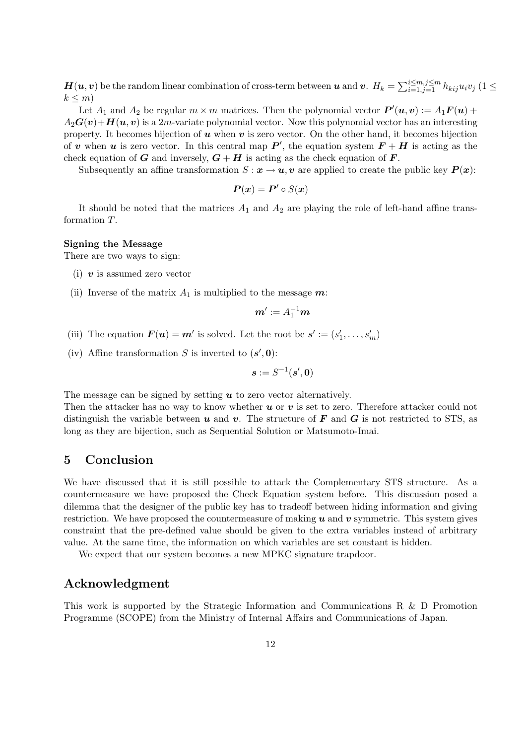$\boldsymbol{H}(\boldsymbol{u}, \boldsymbol{v})$ be the random linear combination of cross-term between $\boldsymbol{u}$ and $\boldsymbol{v}$. $H_k = \sum_{i=1,j=1}^{i \le m, j \le m} h_{kij} u_i v_j$ $(1 \le k \le m)$

Let $A_1$ and $A_2$ be regular $m \times m$ matrices. Then the polynomial vector $\boldsymbol{P}'(\boldsymbol{u}, \boldsymbol{v}) := A_1 \boldsymbol{F}(\boldsymbol{u}) + A_2 \boldsymbol{G}(\boldsymbol{v}) + \boldsymbol{H}(\boldsymbol{u}, \boldsymbol{v})$ is a $2m$-variate polynomial vector. Now this polynomial vector has an interesting property. It becomes bijection of $\boldsymbol{u}$ when $\boldsymbol{v}$ is zero vector. On the other hand, it becomes bijection of $\boldsymbol{v}$ when $\boldsymbol{u}$ is zero vector. In this central map $\boldsymbol{P}'$, the equation system $\boldsymbol{F} + \boldsymbol{H}$ is acting as the check equation of $\boldsymbol{G}$ and inversely, $\boldsymbol{G} + \boldsymbol{H}$ is acting as the check equation of $\boldsymbol{F}$.

Subsequently an affine transformation $S : \boldsymbol{x} \to \boldsymbol{u}, \boldsymbol{v}$ are applied to create the public key $\boldsymbol{P}(\boldsymbol{x})$:

$$\boldsymbol{P}(\boldsymbol{x}) = \boldsymbol{P}' \circ S(\boldsymbol{x})$$

It should be noted that the matrices $A_1$ and $A_2$ are playing the role of left-hand affine transformation $T$.

**Signing the Message**
There are two ways to sign:

(i) $\boldsymbol{v}$ is assumed zero vector

(ii) Inverse of the matrix $A_1$ is multiplied to the message $\boldsymbol{m}$:

$$\boldsymbol{m}' := A_1^{-1} \boldsymbol{m}$$

(iii) The equation $\boldsymbol{F}(\boldsymbol{u}) = \boldsymbol{m}'$ is solved. Let the root be $\boldsymbol{s}' := (s'_1, \ldots, s'_m)$

(iv) Affine transformation $S$ is inverted to $(\boldsymbol{s}', \boldsymbol{0})$:

$$\boldsymbol{s} := S^{-1}(\boldsymbol{s}', \boldsymbol{0})$$

The message can be signed by setting $\boldsymbol{u}$ to zero vector alternatively.
Then the attacker has no way to know whether $\boldsymbol{u}$ or $\boldsymbol{v}$ is set to zero. Therefore attacker could not distinguish the variable between $\boldsymbol{u}$ and $\boldsymbol{v}$. The structure of $\boldsymbol{F}$ and $\boldsymbol{G}$ is not restricted to STS, as long as they are bijection, such as Sequential Solution or Matsumoto-Imai.

## 5 Conclusion

We have discussed that it is still possible to attack the Complementary STS structure. As a countermeasure we have proposed the Check Equation system before. This discussion posed a dilemma that the designer of the public key has to tradeoff between hiding information and giving restriction. We have proposed the countermeasure of making $\boldsymbol{u}$ and $\boldsymbol{v}$ symmetric. This system gives constraint that the pre-defined value should be given to the extra variables instead of arbitrary value. At the same time, the information on which variables are set constant is hidden.

We expect that our system becomes a new MPKC signature trapdoor.

## Acknowledgment

This work is supported by the Strategic Information and Communications R & D Promotion Programme (SCOPE) from the Ministry of Internal Affairs and Communications of Japan.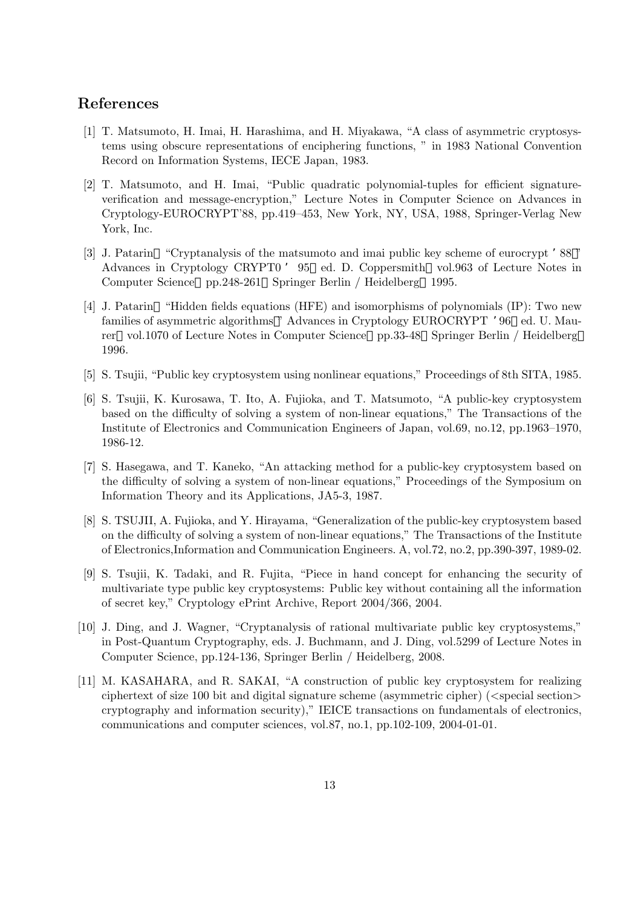## References

[1] T. Matsumoto, H. Imai, H. Harashima, and H. Miyakawa, "A class of asymmetric cryptosystems using obscure representations of enciphering functions, " in 1983 National Convention Record on Information Systems, IECE Japan, 1983.

[2] T. Matsumoto, and H. Imai, "Public quadratic polynomial-tuples for efficient signature-verification and message-encryption," Lecture Notes in Computer Science on Advances in Cryptology-EUROCRYPT'88, pp.419–453, New York, NY, USA, 1988, Springer-Verlag New York, Inc.

[3] J. Patarin "Cryptanalysis of the matsumoto and imai public key scheme of eurocrypt ' 88" Advances in Cryptology CRYPT0 ' 95 ed. D. Coppersmith vol.963 of Lecture Notes in Computer Science pp.248-261 Springer Berlin / Heidelberg 1995.

[4] J. Patarin "Hidden fields equations (HFE) and isomorphisms of polynomials (IP): Two new families of asymmetric algorithms" Advances in Cryptology EUROCRYPT ' 96 ed. U. Maurer vol.1070 of Lecture Notes in Computer Science pp.33-48 Springer Berlin / Heidelberg 1996.

[5] S. Tsujii, "Public key cryptosystem using nonlinear equations," Proceedings of 8th SITA, 1985.

[6] S. Tsujii, K. Kurosawa, T. Ito, A. Fujioka, and T. Matsumoto, "A public-key cryptosystem based on the difficulty of solving a system of non-linear equations," The Transactions of the Institute of Electronics and Communication Engineers of Japan, vol.69, no.12, pp.1963–1970, 1986-12.

[7] S. Hasegawa, and T. Kaneko, "An attacking method for a public-key cryptosystem based on the difficulty of solving a system of non-linear equations," Proceedings of the Symposium on Information Theory and its Applications, JA5-3, 1987.

[8] S. TSUJII, A. Fujioka, and Y. Hirayama, "Generalization of the public-key cryptosystem based on the difficulty of solving a system of non-linear equations," The Transactions of the Institute of Electronics,Information and Communication Engineers. A, vol.72, no.2, pp.390-397, 1989-02.

[9] S. Tsujii, K. Tadaki, and R. Fujita, "Piece in hand concept for enhancing the security of multivariate type public key cryptosystems: Public key without containing all the information of secret key," Cryptology ePrint Archive, Report 2004/366, 2004.

[10] J. Ding, and J. Wagner, "Cryptanalysis of rational multivariate public key cryptosystems," in Post-Quantum Cryptography, eds. J. Buchmann, and J. Ding, vol.5299 of Lecture Notes in Computer Science, pp.124-136, Springer Berlin / Heidelberg, 2008.

[11] M. KASAHARA, and R. SAKAI, "A construction of public key cryptosystem for realizing ciphertext of size 100 bit and digital signature scheme (asymmetric cipher) (<special section> cryptography and information security)," IEICE transactions on fundamentals of electronics, communications and computer sciences, vol.87, no.1, pp.102-109, 2004-01-01.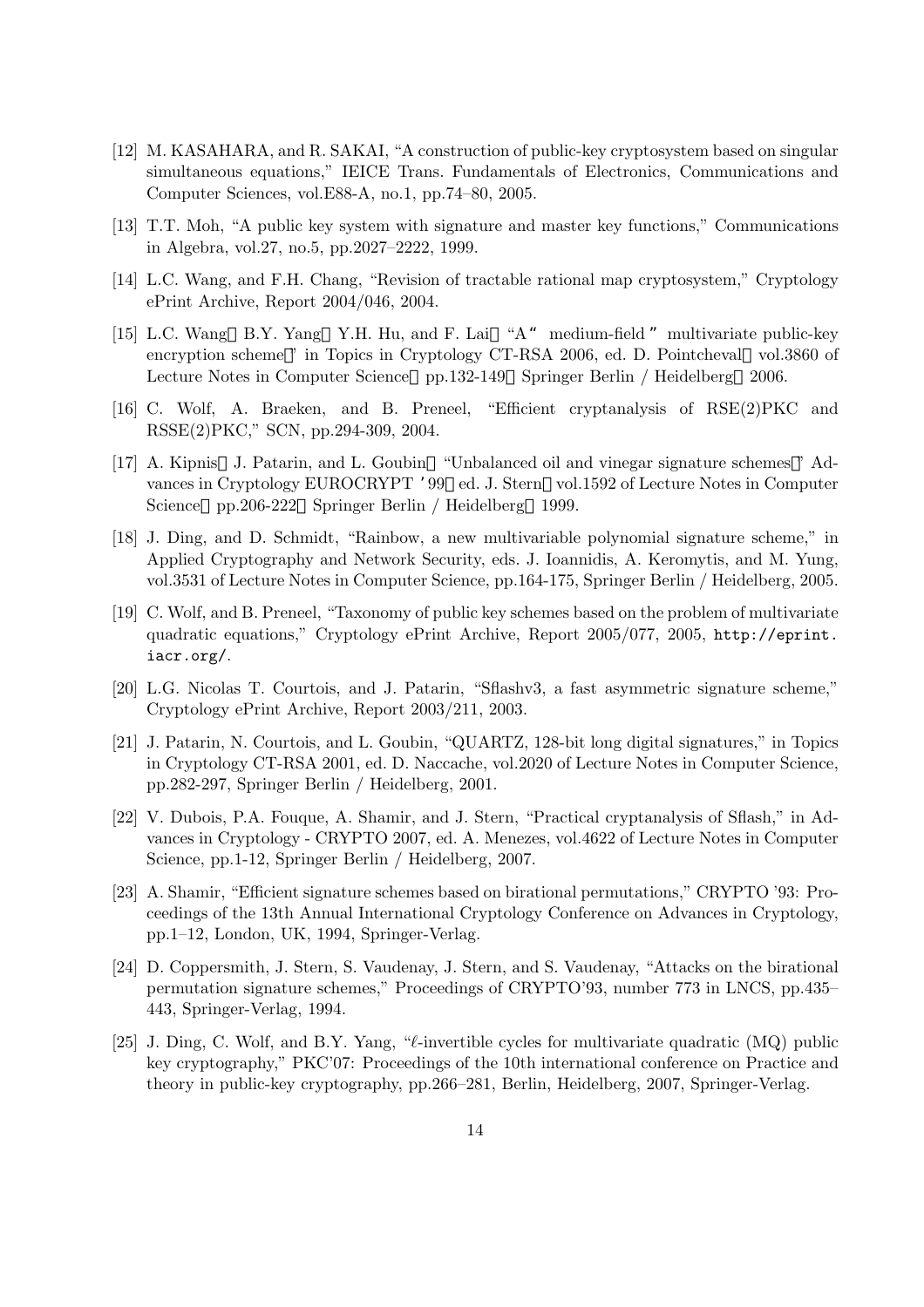[12] M. KASAHARA, and R. SAKAI, "A construction of public-key cryptosystem based on singular simultaneous equations," IEICE Trans. Fundamentals of Electronics, Communications and Computer Sciences, vol.E88-A, no.1, pp.74–80, 2005.

[13] T.T. Moh, "A public key system with signature and master key functions," Communications in Algebra, vol.27, no.5, pp.2027–2222, 1999.

[14] L.C. Wang, and F.H. Chang, "Revision of tractable rational map cryptosystem," Cryptology ePrint Archive, Report 2004/046, 2004.

[15] L.C. Wang, B.Y. Yang, Y.H. Hu, and F. Lai, "A " medium-field " multivariate public-key encryption scheme," in Topics in Cryptology CT-RSA 2006, ed. D. Pointcheval, vol.3860 of Lecture Notes in Computer Science, pp.132-149, Springer Berlin / Heidelberg, 2006.

[16] C. Wolf, A. Braeken, and B. Preneel, "Efficient cryptanalysis of RSE(2)PKC and RSSE(2)PKC," SCN, pp.294-309, 2004.

[17] A. Kipnis, J. Patarin, and L. Goubin, "Unbalanced oil and vinegar signature schemes," Advances in Cryptology EUROCRYPT '99, ed. J. Stern, vol.1592 of Lecture Notes in Computer Science, pp.206-222, Springer Berlin / Heidelberg, 1999.

[18] J. Ding, and D. Schmidt, "Rainbow, a new multivariable polynomial signature scheme," in Applied Cryptography and Network Security, eds. J. Ioannidis, A. Keromytis, and M. Yung, vol.3531 of Lecture Notes in Computer Science, pp.164-175, Springer Berlin / Heidelberg, 2005.

[19] C. Wolf, and B. Preneel, "Taxonomy of public key schemes based on the problem of multivariate quadratic equations," Cryptology ePrint Archive, Report 2005/077, 2005, `http://eprint.iacr.org/`.

[20] L.G. Nicolas T. Courtois, and J. Patarin, "Sflashv3, a fast asymmetric signature scheme," Cryptology ePrint Archive, Report 2003/211, 2003.

[21] J. Patarin, N. Courtois, and L. Goubin, "QUARTZ, 128-bit long digital signatures," in Topics in Cryptology CT-RSA 2001, ed. D. Naccache, vol.2020 of Lecture Notes in Computer Science, pp.282-297, Springer Berlin / Heidelberg, 2001.

[22] V. Dubois, P.A. Fouque, A. Shamir, and J. Stern, "Practical cryptanalysis of Sflash," in Advances in Cryptology - CRYPTO 2007, ed. A. Menezes, vol.4622 of Lecture Notes in Computer Science, pp.1-12, Springer Berlin / Heidelberg, 2007.

[23] A. Shamir, "Efficient signature schemes based on birational permutations," CRYPTO '93: Proceedings of the 13th Annual International Cryptology Conference on Advances in Cryptology, pp.1–12, London, UK, 1994, Springer-Verlag.

[24] D. Coppersmith, J. Stern, S. Vaudenay, J. Stern, and S. Vaudenay, "Attacks on the birational permutation signature schemes," Proceedings of CRYPTO'93, number 773 in LNCS, pp.435–443, Springer-Verlag, 1994.

[25] J. Ding, C. Wolf, and B.Y. Yang, "$\ell$-invertible cycles for multivariate quadratic (MQ) public key cryptography," PKC'07: Proceedings of the 10th international conference on Practice and theory in public-key cryptography, pp.266–281, Berlin, Heidelberg, 2007, Springer-Verlag.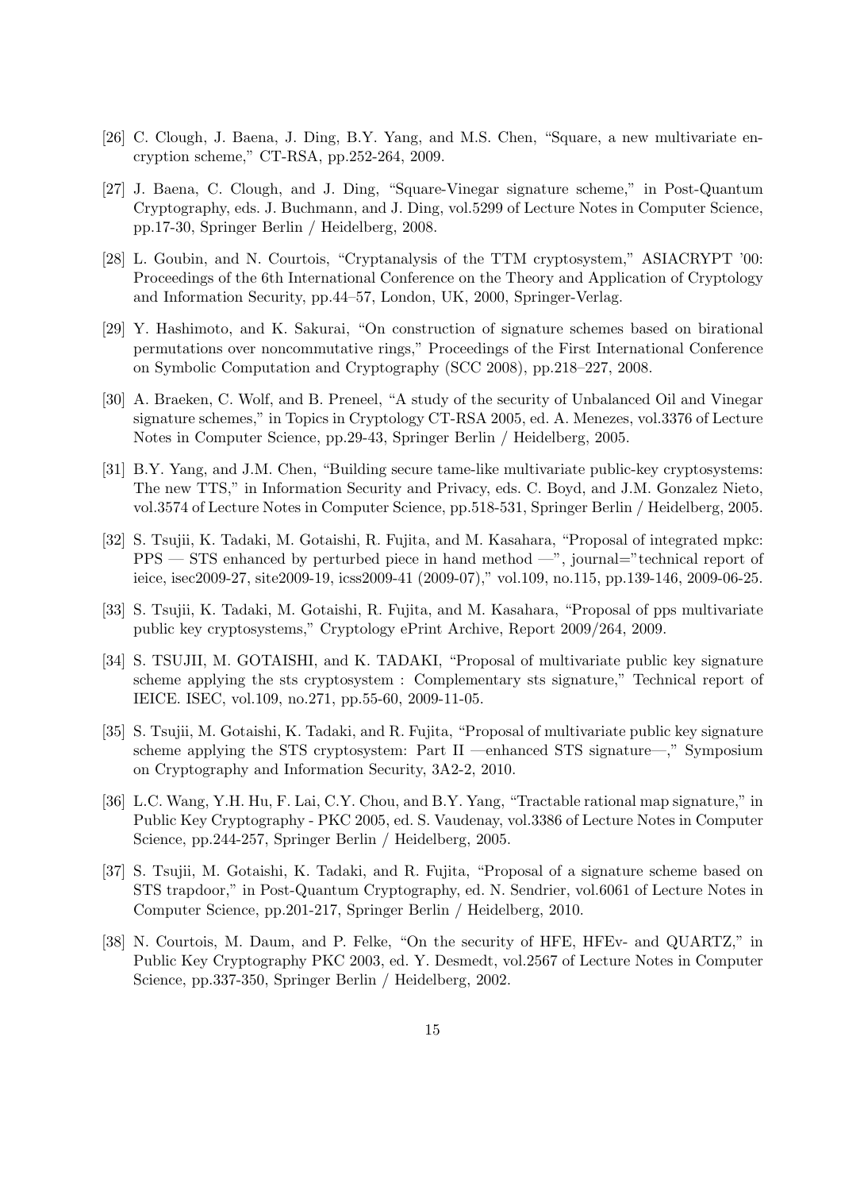[26] C. Clough, J. Baena, J. Ding, B.Y. Yang, and M.S. Chen, "Square, a new multivariate encryption scheme," CT-RSA, pp.252-264, 2009.

[27] J. Baena, C. Clough, and J. Ding, "Square-Vinegar signature scheme," in Post-Quantum Cryptography, eds. J. Buchmann, and J. Ding, vol.5299 of Lecture Notes in Computer Science, pp.17-30, Springer Berlin / Heidelberg, 2008.

[28] L. Goubin, and N. Courtois, "Cryptanalysis of the TTM cryptosystem," ASIACRYPT '00: Proceedings of the 6th International Conference on the Theory and Application of Cryptology and Information Security, pp.44–57, London, UK, 2000, Springer-Verlag.

[29] Y. Hashimoto, and K. Sakurai, "On construction of signature schemes based on birational permutations over noncommutative rings," Proceedings of the First International Conference on Symbolic Computation and Cryptography (SCC 2008), pp.218–227, 2008.

[30] A. Braeken, C. Wolf, and B. Preneel, "A study of the security of Unbalanced Oil and Vinegar signature schemes," in Topics in Cryptology CT-RSA 2005, ed. A. Menezes, vol.3376 of Lecture Notes in Computer Science, pp.29-43, Springer Berlin / Heidelberg, 2005.

[31] B.Y. Yang, and J.M. Chen, "Building secure tame-like multivariate public-key cryptosystems: The new TTS," in Information Security and Privacy, eds. C. Boyd, and J.M. Gonzalez Nieto, vol.3574 of Lecture Notes in Computer Science, pp.518-531, Springer Berlin / Heidelberg, 2005.

[32] S. Tsujii, K. Tadaki, M. Gotaishi, R. Fujita, and M. Kasahara, "Proposal of integrated mpkc: PPS — STS enhanced by perturbed piece in hand method —", journal="technical report of ieice, isec2009-27, site2009-19, icss2009-41 (2009-07)," vol.109, no.115, pp.139-146, 2009-06-25.

[33] S. Tsujii, K. Tadaki, M. Gotaishi, R. Fujita, and M. Kasahara, "Proposal of pps multivariate public key cryptosystems," Cryptology ePrint Archive, Report 2009/264, 2009.

[34] S. TSUJII, M. GOTAISHI, and K. TADAKI, "Proposal of multivariate public key signature scheme applying the sts cryptosystem : Complementary sts signature," Technical report of IEICE. ISEC, vol.109, no.271, pp.55-60, 2009-11-05.

[35] S. Tsujii, M. Gotaishi, K. Tadaki, and R. Fujita, "Proposal of multivariate public key signature scheme applying the STS cryptosystem: Part II —enhanced STS signature—," Symposium on Cryptography and Information Security, 3A2-2, 2010.

[36] L.C. Wang, Y.H. Hu, F. Lai, C.Y. Chou, and B.Y. Yang, "Tractable rational map signature," in Public Key Cryptography - PKC 2005, ed. S. Vaudenay, vol.3386 of Lecture Notes in Computer Science, pp.244-257, Springer Berlin / Heidelberg, 2005.

[37] S. Tsujii, M. Gotaishi, K. Tadaki, and R. Fujita, "Proposal of a signature scheme based on STS trapdoor," in Post-Quantum Cryptography, ed. N. Sendrier, vol.6061 of Lecture Notes in Computer Science, pp.201-217, Springer Berlin / Heidelberg, 2010.

[38] N. Courtois, M. Daum, and P. Felke, "On the security of HFE, HFEv- and QUARTZ," in Public Key Cryptography PKC 2003, ed. Y. Desmedt, vol.2567 of Lecture Notes in Computer Science, pp.337-350, Springer Berlin / Heidelberg, 2002.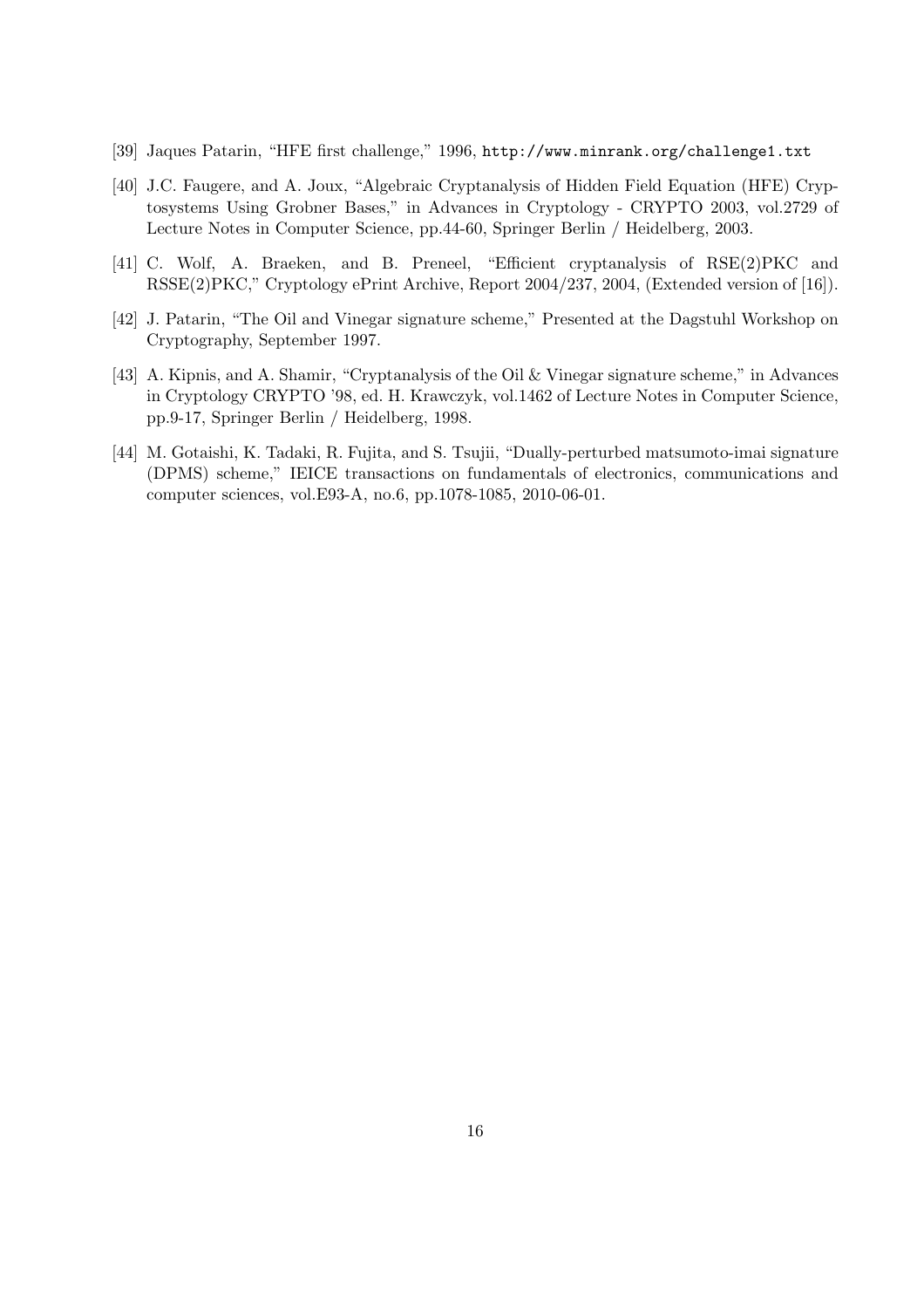[39] Jaques Patarin, "HFE first challenge," 1996, `http://www.minrank.org/challenge1.txt`

[40] J.C. Faugere, and A. Joux, "Algebraic Cryptanalysis of Hidden Field Equation (HFE) Cryptosystems Using Grobner Bases," in Advances in Cryptology - CRYPTO 2003, vol.2729 of Lecture Notes in Computer Science, pp.44-60, Springer Berlin / Heidelberg, 2003.

[41] C. Wolf, A. Braeken, and B. Preneel, "Efficient cryptanalysis of RSE(2)PKC and RSSE(2)PKC," Cryptology ePrint Archive, Report 2004/237, 2004, (Extended version of [16]).

[42] J. Patarin, "The Oil and Vinegar signature scheme," Presented at the Dagstuhl Workshop on Cryptography, September 1997.

[43] A. Kipnis, and A. Shamir, "Cryptanalysis of the Oil & Vinegar signature scheme," in Advances in Cryptology CRYPTO '98, ed. H. Krawczyk, vol.1462 of Lecture Notes in Computer Science, pp.9-17, Springer Berlin / Heidelberg, 1998.

[44] M. Gotaishi, K. Tadaki, R. Fujita, and S. Tsujii, "Dually-perturbed matsumoto-imai signature (DPMS) scheme," IEICE transactions on fundamentals of electronics, communications and computer sciences, vol.E93-A, no.6, pp.1078-1085, 2010-06-01.